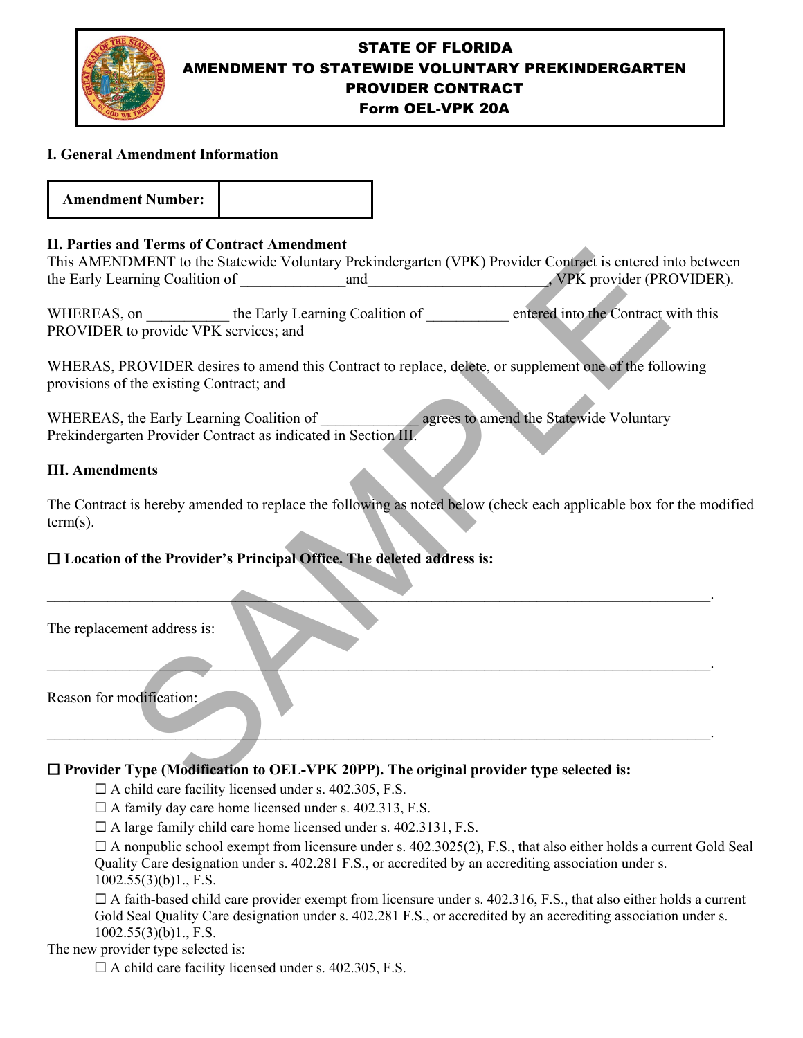# STATE OF FLORIDA
# AMENDMENT TO STATEWIDE VOLUNTARY PREKINDERGARTEN PROVIDER CONTRACT
# Form OEL-VPK 20A

**I. General Amendment Information**

| **Amendment Number:** | |
|---|---|

**II. Parties and Terms of Contract Amendment**

This AMENDMENT to the Statewide Voluntary Prekindergarten (VPK) Provider Contract is entered into between the Early Learning Coalition of ______________and________________________, VPK provider (PROVIDER).

WHEREAS, on ___________ the Early Learning Coalition of ___________ entered into the Contract with this PROVIDER to provide VPK services; and

WHERAS, PROVIDER desires to amend this Contract to replace, delete, or supplement one of the following provisions of the existing Contract; and

WHEREAS, the Early Learning Coalition of _____________ agrees to amend the Statewide Voluntary Prekindergarten Provider Contract as indicated in Section III.

**III. Amendments**

The Contract is hereby amended to replace the following as noted below (check each applicable box for the modified term(s).

**☐ Location of the Provider's Principal Office. The deleted address is:**

______________________________________________________________________________.

The replacement address is:

______________________________________________________________________________.

Reason for modification:

______________________________________________________________________________.

**☐ Provider Type (Modification to OEL-VPK 20PP). The original provider type selected is:**

- ☐ A child care facility licensed under s. 402.305, F.S.
- ☐ A family day care home licensed under s. 402.313, F.S.
- ☐ A large family child care home licensed under s. 402.3131, F.S.
- ☐ A nonpublic school exempt from licensure under s. 402.3025(2), F.S., that also either holds a current Gold Seal Quality Care designation under s. 402.281 F.S., or accredited by an accrediting association under s. 1002.55(3)(b)1., F.S.
- ☐ A faith-based child care provider exempt from licensure under s. 402.316, F.S., that also either holds a current Gold Seal Quality Care designation under s. 402.281 F.S., or accredited by an accrediting association under s. 1002.55(3)(b)1., F.S.

The new provider type selected is:

- ☐ A child care facility licensed under s. 402.305, F.S.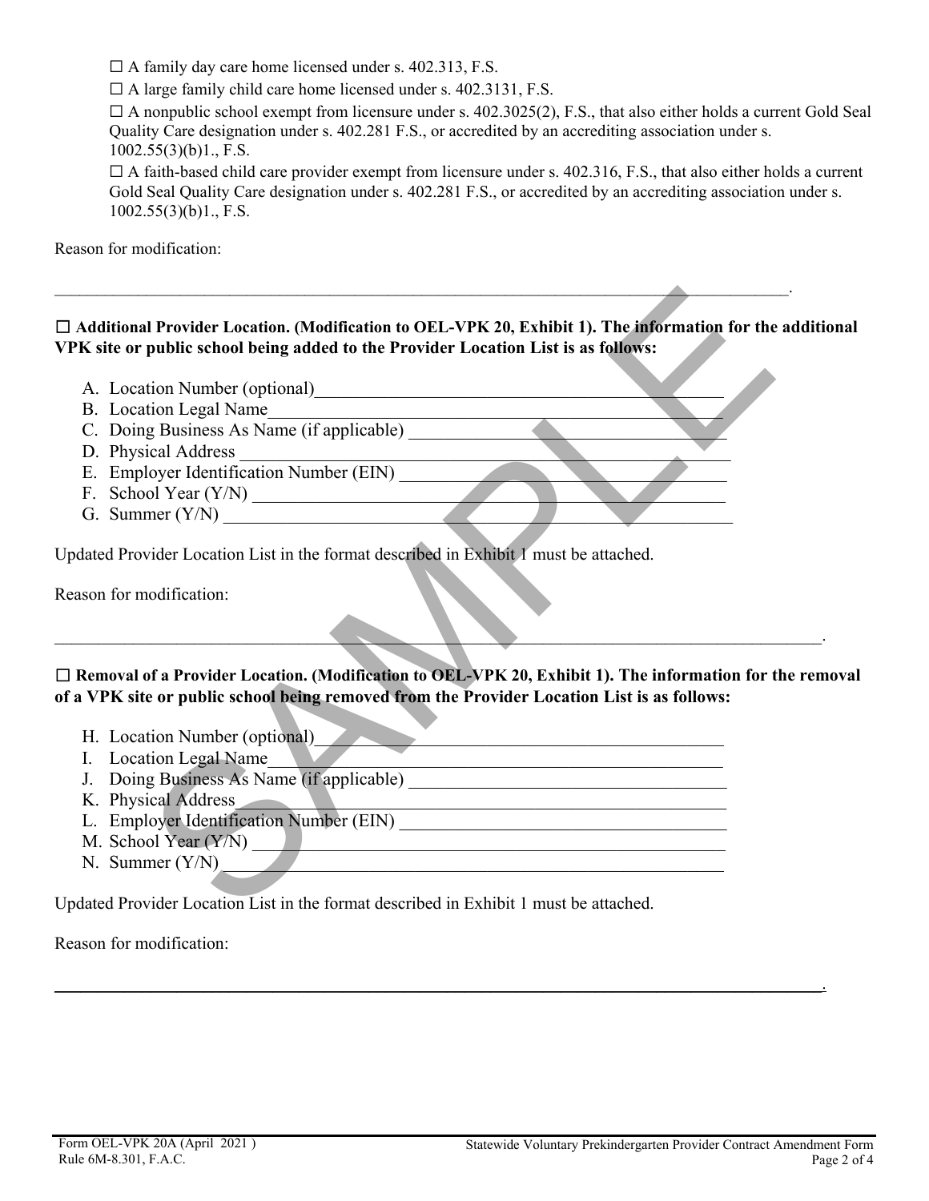☐ A family day care home licensed under s. 402.313, F.S.

☐ A large family child care home licensed under s. 402.3131, F.S.

☐ A nonpublic school exempt from licensure under s. 402.3025(2), F.S., that also either holds a current Gold Seal Quality Care designation under s. 402.281 F.S., or accredited by an accrediting association under s. 1002.55(3)(b)1., F.S.

☐ A faith-based child care provider exempt from licensure under s. 402.316, F.S., that also either holds a current Gold Seal Quality Care designation under s. 402.281 F.S., or accredited by an accrediting association under s. 1002.55(3)(b)1., F.S.

Reason for modification:

\_\_\_\_\_\_\_\_\_\_\_\_\_\_\_\_\_\_\_\_\_\_\_\_\_\_\_\_\_\_\_\_\_\_\_\_\_\_\_\_\_\_\_\_\_\_\_\_\_\_\_\_\_\_\_\_\_\_\_\_\_\_\_\_\_\_\_\_\_\_\_\_\_\_\_\_\_\_.

**☐ Additional Provider Location. (Modification to OEL-VPK 20, Exhibit 1). The information for the additional VPK site or public school being added to the Provider Location List is as follows:**

A. Location Number (optional)\_\_\_\_\_\_\_\_\_\_\_\_\_\_\_\_\_\_\_\_\_\_\_\_\_\_\_\_\_\_\_\_\_\_\_\_\_\_\_\_
B. Location Legal Name\_\_\_\_\_\_\_\_\_\_\_\_\_\_\_\_\_\_\_\_\_\_\_\_\_\_\_\_\_\_\_\_\_\_\_\_\_\_\_\_\_\_\_\_
C. Doing Business As Name (if applicable) \_\_\_\_\_\_\_\_\_\_\_\_\_\_\_\_\_\_\_\_\_\_\_\_\_\_\_\_\_\_
D. Physical Address \_\_\_\_\_\_\_\_\_\_\_\_\_\_\_\_\_\_\_\_\_\_\_\_\_\_\_\_\_\_\_\_\_\_\_\_\_\_\_\_\_\_\_\_\_\_\_\_
E. Employer Identification Number (EIN) \_\_\_\_\_\_\_\_\_\_\_\_\_\_\_\_\_\_\_\_\_\_\_\_\_\_\_\_\_\_\_
F. School Year (Y/N) \_\_\_\_\_\_\_\_\_\_\_\_\_\_\_\_\_\_\_\_\_\_\_\_\_\_\_\_\_\_\_\_\_\_\_\_\_\_\_\_\_\_\_\_\_\_\_
G. Summer (Y/N) \_\_\_\_\_\_\_\_\_\_\_\_\_\_\_\_\_\_\_\_\_\_\_\_\_\_\_\_\_\_\_\_\_\_\_\_\_\_\_\_\_\_\_\_\_\_\_\_\_\_

Updated Provider Location List in the format described in Exhibit 1 must be attached.

Reason for modification:

\_\_\_\_\_\_\_\_\_\_\_\_\_\_\_\_\_\_\_\_\_\_\_\_\_\_\_\_\_\_\_\_\_\_\_\_\_\_\_\_\_\_\_\_\_\_\_\_\_\_\_\_\_\_\_\_\_\_\_\_\_\_\_\_\_\_\_\_\_\_\_\_\_\_\_\_\_\_.

**☐ Removal of a Provider Location. (Modification to OEL-VPK 20, Exhibit 1). The information for the removal of a VPK site or public school being removed from the Provider Location List is as follows:**

H. Location Number (optional)\_\_\_\_\_\_\_\_\_\_\_\_\_\_\_\_\_\_\_\_\_\_\_\_\_\_\_\_\_\_\_\_\_\_\_\_\_\_\_\_
I. Location Legal Name\_\_\_\_\_\_\_\_\_\_\_\_\_\_\_\_\_\_\_\_\_\_\_\_\_\_\_\_\_\_\_\_\_\_\_\_\_\_\_\_\_\_\_\_
J. Doing Business As Name (if applicable) \_\_\_\_\_\_\_\_\_\_\_\_\_\_\_\_\_\_\_\_\_\_\_\_\_\_\_\_\_\_
K. Physical Address \_\_\_\_\_\_\_\_\_\_\_\_\_\_\_\_\_\_\_\_\_\_\_\_\_\_\_\_\_\_\_\_\_\_\_\_\_\_\_\_\_\_\_\_\_\_\_\_
L. Employer Identification Number (EIN) \_\_\_\_\_\_\_\_\_\_\_\_\_\_\_\_\_\_\_\_\_\_\_\_\_\_\_\_\_\_\_
M. School Year (Y/N) \_\_\_\_\_\_\_\_\_\_\_\_\_\_\_\_\_\_\_\_\_\_\_\_\_\_\_\_\_\_\_\_\_\_\_\_\_\_\_\_\_\_\_\_\_\_\_
N. Summer (Y/N) \_\_\_\_\_\_\_\_\_\_\_\_\_\_\_\_\_\_\_\_\_\_\_\_\_\_\_\_\_\_\_\_\_\_\_\_\_\_\_\_\_\_\_\_\_\_\_\_\_\_

Updated Provider Location List in the format described in Exhibit 1 must be attached.

Reason for modification:

\_\_\_\_\_\_\_\_\_\_\_\_\_\_\_\_\_\_\_\_\_\_\_\_\_\_\_\_\_\_\_\_\_\_\_\_\_\_\_\_\_\_\_\_\_\_\_\_\_\_\_\_\_\_\_\_\_\_\_\_\_\_\_\_\_\_\_\_\_\_\_\_\_\_\_\_\_\_.

Form OEL-VPK 20A (April 2021)
Rule 6M-8.301, F.A.C.

Statewide Voluntary Prekindergarten Provider Contract Amendment Form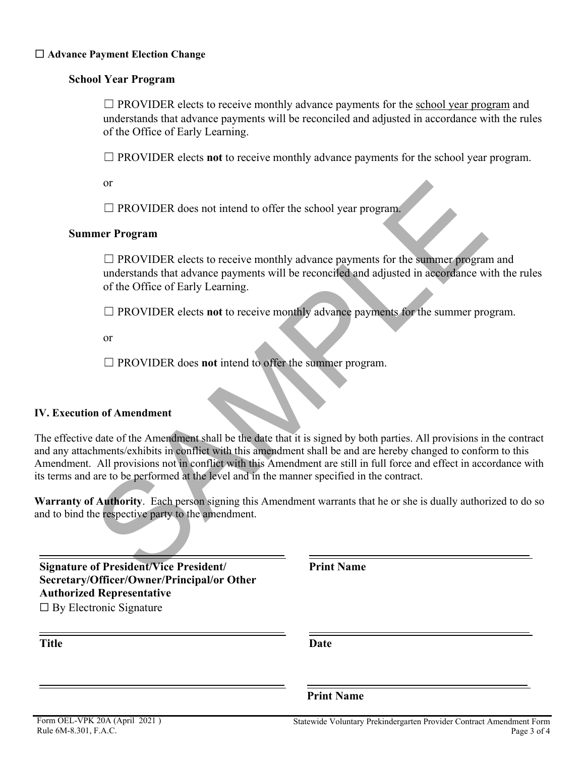☐ **Advance Payment Election Change**

**School Year Program**

☐ PROVIDER elects to receive monthly advance payments for the school year program and understands that advance payments will be reconciled and adjusted in accordance with the rules of the Office of Early Learning.

☐ PROVIDER elects **not** to receive monthly advance payments for the school year program.

or

☐ PROVIDER does not intend to offer the school year program.

**Summer Program**

☐ PROVIDER elects to receive monthly advance payments for the summer program and understands that advance payments will be reconciled and adjusted in accordance with the rules of the Office of Early Learning.

☐ PROVIDER elects **not** to receive monthly advance payments for the summer program.

or

☐ PROVIDER does **not** intend to offer the summer program.

## IV. Execution of Amendment

The effective date of the Amendment shall be the date that it is signed by both parties. All provisions in the contract and any attachments/exhibits in conflict with this amendment shall be and are hereby changed to conform to this Amendment. All provisions not in conflict with this Amendment are still in full force and effect in accordance with its terms and are to be performed at the level and in the manner specified in the contract.

**Warranty of Authority**. Each person signing this Amendment warrants that he or she is dually authorized to do so and to bind the respective party to the amendment.

SAMPLE

______________________________

**Signature of President/Vice President/ Secretary/Officer/Owner/Principal/or Other Authorized Representative**

☐ By Electronic Signature

______________________________

**Print Name**

______________________________

**Title**

______________________________

**Date**

______________________________

______________________________

**Print Name**

Form OEL-VPK 20A (April 2021 )
Rule 6M-8.301, F.A.C.

Statewide Voluntary Prekindergarten Provider Contract Amendment Form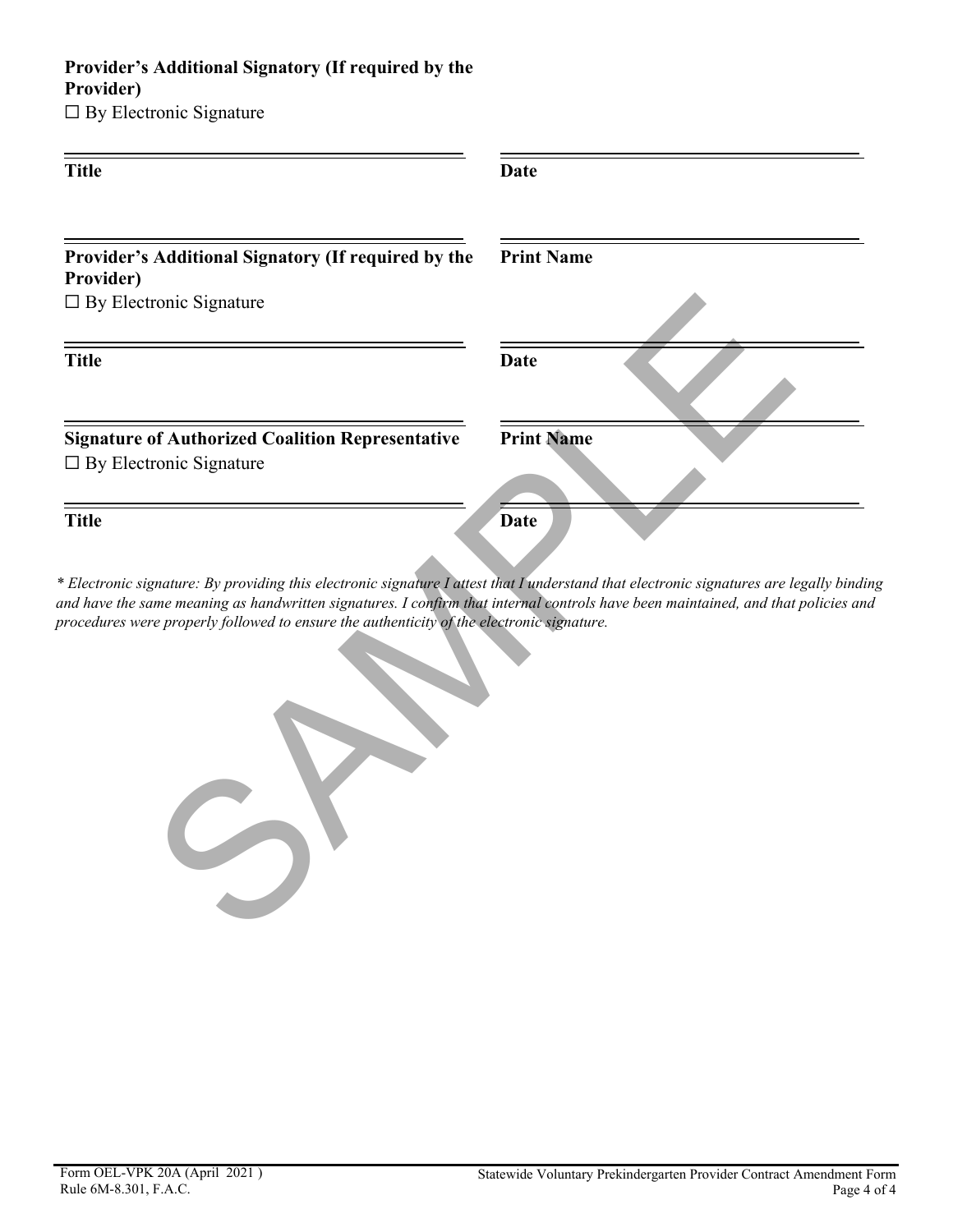**Provider's Additional Signatory (If required by the Provider)**
☐ By Electronic Signature

| | |
|---|---|
| **Title** | **Date** |
| **Provider's Additional Signatory (If required by the Provider)** ☐ By Electronic Signature | **Print Name** |
| **Title** | **Date** |
| **Signature of Authorized Coalition Representative** ☐ By Electronic Signature | **Print Name** |
| **Title** | **Date** |

*\* Electronic signature: By providing this electronic signature I attest that I understand that electronic signatures are legally binding and have the same meaning as handwritten signatures. I confirm that internal controls have been maintained, and that policies and procedures were properly followed to ensure the authenticity of the electronic signature.*

SAMPLE

Form OEL-VPK 20A (April 2021)
Rule 6M-8.301, F.A.C.

Statewide Voluntary Prekindergarten Provider Contract Amendment Form